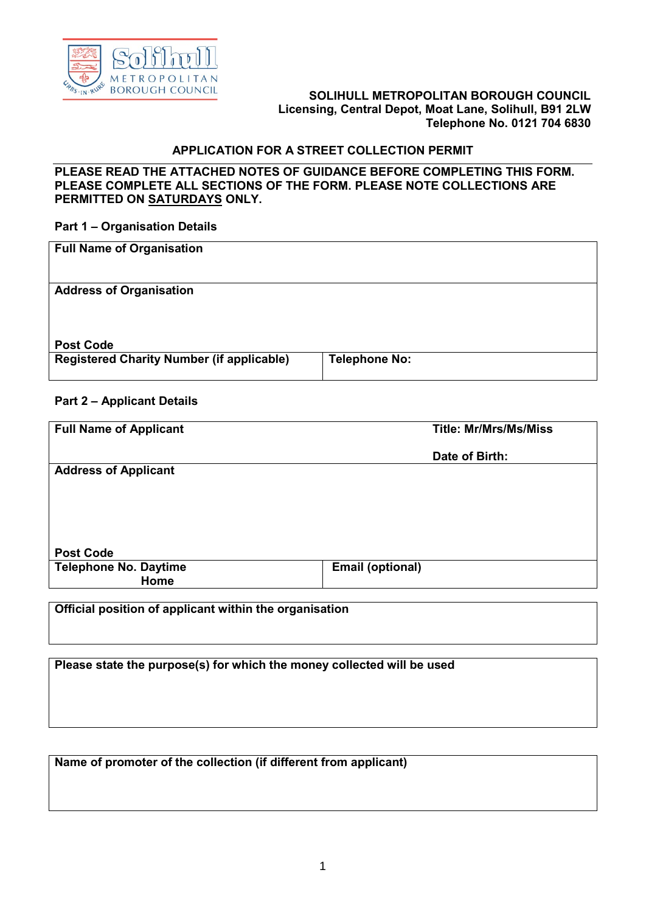**SOLIHULL METROPOLITAN BOROUGH COUNCIL**
**Licensing, Central Depot, Moat Lane, Solihull, B91 2LW**
**Telephone No. 0121 704 6830**

## APPLICATION FOR A STREET COLLECTION PERMIT

**PLEASE READ THE ATTACHED NOTES OF GUIDANCE BEFORE COMPLETING THIS FORM. PLEASE COMPLETE ALL SECTIONS OF THE FORM. PLEASE NOTE COLLECTIONS ARE PERMITTED ON SATURDAYS ONLY.**

### Part 1 – Organisation Details

| **Full Name of Organisation** | |
|---|---|
| **Address of Organisation**<br><br>**Post Code** | |
| **Registered Charity Number (if applicable)** | **Telephone No:** |

### Part 2 – Applicant Details

| **Full Name of Applicant** | **Title: Mr/Mrs/Ms/Miss**<br><br>**Date of Birth:** |
|---|---|
| **Address of Applicant**<br><br>**Post Code** | |
| **Telephone No. Daytime**<br>**Home** | **Email (optional)** |

| **Official position of applicant within the organisation** |
|---|
| |

| **Please state the purpose(s) for which the money collected will be used** |
|---|
| |

| **Name of promoter of the collection (if different from applicant)** |
|---|
| |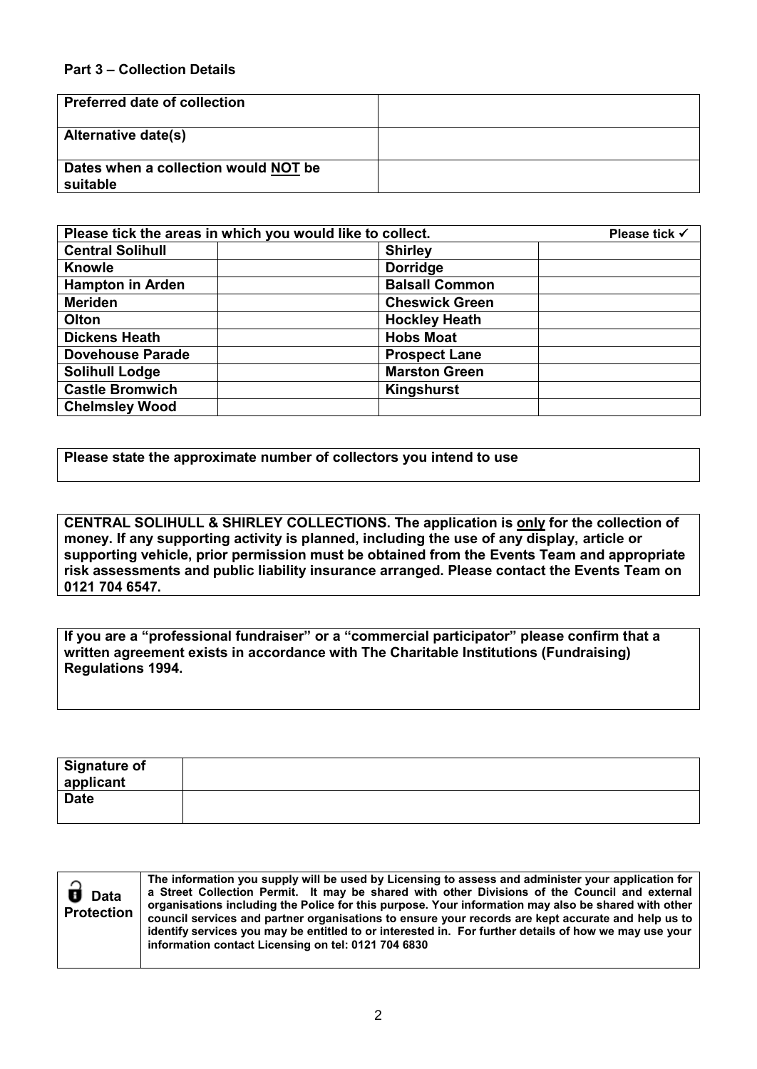**Part 3 – Collection Details**

| | |
|---|---|
| **Preferred date of collection** | |
| **Alternative date(s)** | |
| **Dates when a collection would <u>NOT</u> be suitable** | |

| **Please tick the areas in which you would like to collect.** | | | **Please tick ✓** |
|---|---|---|---|
| **Central Solihull** | | **Shirley** | |
| **Knowle** | | **Dorridge** | |
| **Hampton in Arden** | | **Balsall Common** | |
| **Meriden** | | **Cheswick Green** | |
| **Olton** | | **Hockley Heath** | |
| **Dickens Heath** | | **Hobs Moat** | |
| **Dovehouse Parade** | | **Prospect Lane** | |
| **Solihull Lodge** | | **Marston Green** | |
| **Castle Bromwich** | | **Kingshurst** | |
| **Chelmsley Wood** | | | |

**Please state the approximate number of collectors you intend to use**

**CENTRAL SOLIHULL & SHIRLEY COLLECTIONS. The application is <u>only</u> for the collection of money. If any supporting activity is planned, including the use of any display, article or supporting vehicle, prior permission must be obtained from the Events Team and appropriate risk assessments and public liability insurance arranged. Please contact the Events Team on 0121 704 6547.**

**If you are a "professional fundraiser" or a "commercial participator" please confirm that a written agreement exists in accordance with The Charitable Institutions (Fundraising) Regulations 1994.**

| | |
|---|---|
| **Signature of applicant** | |
| **Date** | |

| | |
|---|---|
| **Data Protection** | **The information you supply will be used by Licensing to assess and administer your application for a Street Collection Permit. It may be shared with other Divisions of the Council and external organisations including the Police for this purpose. Your information may also be shared with other council services and partner organisations to ensure your records are kept accurate and help us to identify services you may be entitled to or interested in. For further details of how we may use your information contact Licensing on tel: 0121 704 6830** |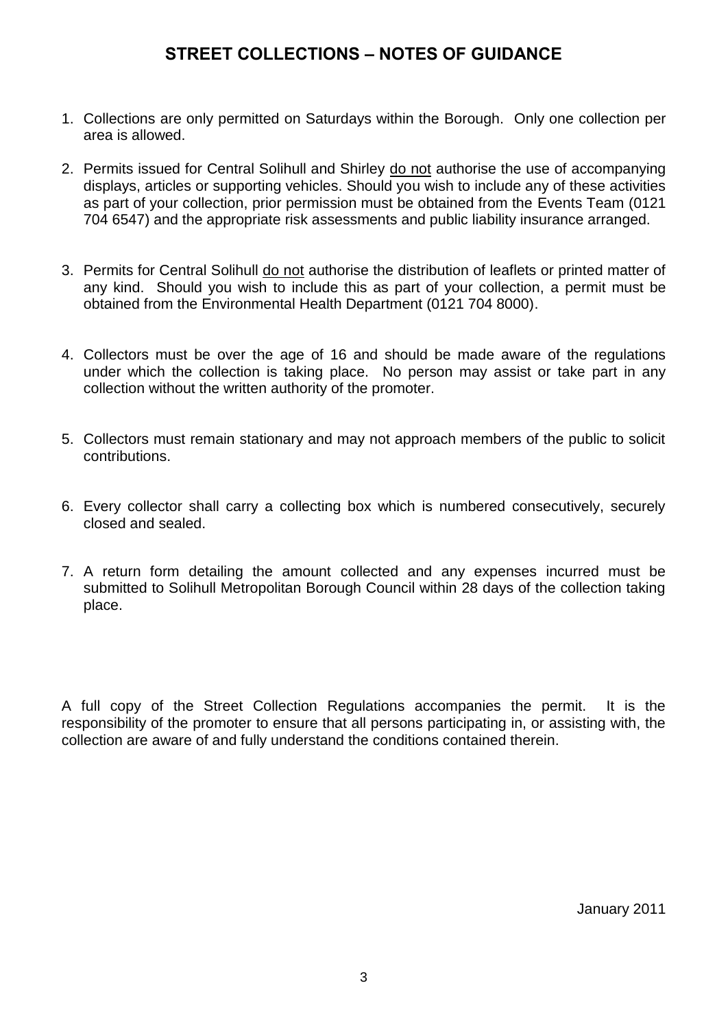# STREET COLLECTIONS – NOTES OF GUIDANCE

1. Collections are only permitted on Saturdays within the Borough. Only one collection per area is allowed.

2. Permits issued for Central Solihull and Shirley <u>do not</u> authorise the use of accompanying displays, articles or supporting vehicles. Should you wish to include any of these activities as part of your collection, prior permission must be obtained from the Events Team (0121 704 6547) and the appropriate risk assessments and public liability insurance arranged.

3. Permits for Central Solihull <u>do not</u> authorise the distribution of leaflets or printed matter of any kind. Should you wish to include this as part of your collection, a permit must be obtained from the Environmental Health Department (0121 704 8000).

4. Collectors must be over the age of 16 and should be made aware of the regulations under which the collection is taking place. No person may assist or take part in any collection without the written authority of the promoter.

5. Collectors must remain stationary and may not approach members of the public to solicit contributions.

6. Every collector shall carry a collecting box which is numbered consecutively, securely closed and sealed.

7. A return form detailing the amount collected and any expenses incurred must be submitted to Solihull Metropolitan Borough Council within 28 days of the collection taking place.

A full copy of the Street Collection Regulations accompanies the permit. It is the responsibility of the promoter to ensure that all persons participating in, or assisting with, the collection are aware of and fully understand the conditions contained therein.

January 2011